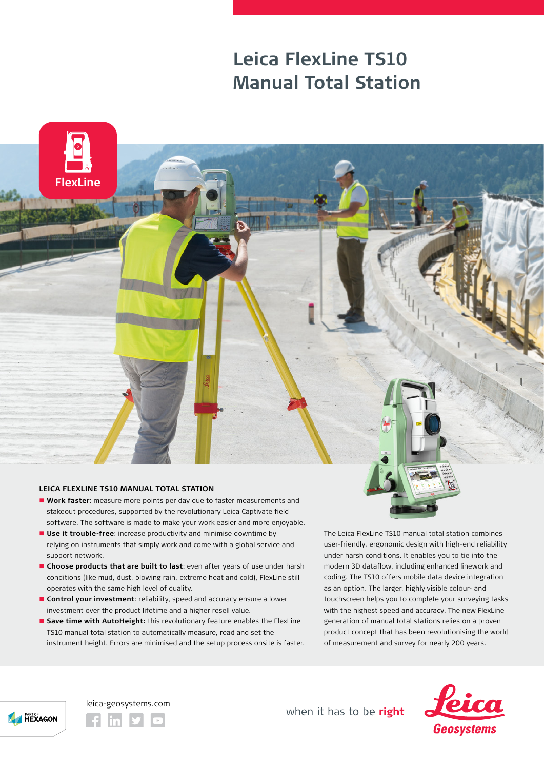# Leica FlexLine TS10 Manual Total Station

FlexLine

## LEICA FLEXLINE TS10 MANUAL TOTAL STATION

- **Work faster**: measure more points per day due to faster measurements and stakeout procedures, supported by the revolutionary Leica Captivate field software. The software is made to make your work easier and more enjoyable.
- **Use it trouble-free**: increase productivity and minimise downtime by relying on instruments that simply work and come with a global service and support network.
- **Choose products that are built to last**: even after years of use under harsh conditions (like mud, dust, blowing rain, extreme heat and cold), FlexLine still operates with the same high level of quality.
- **Control your investment**: reliability, speed and accuracy ensure a lower investment over the product lifetime and a higher resell value.
- **Save time with AutoHeight:** this revolutionary feature enables the FlexLine TS10 manual total station to automatically measure, read and set the instrument height. Errors are minimised and the setup process onsite is faster.

The Leica FlexLine TS10 manual total station combines user-friendly, ergonomic design with high-end reliability under harsh conditions. It enables you to tie into the modern 3D dataflow, including enhanced linework and coding. The TS10 offers mobile data device integration as an option. The larger, highly visible colour- and touchscreen helps you to complete your surveying tasks with the highest speed and accuracy. The new FlexLine generation of manual total stations relies on a proven product concept that has been revolutionising the world of measurement and survey for nearly 200 years.

PART OF HEXAGON

leica-geosystems.com

- when it has to be **right**

Leica Geosystems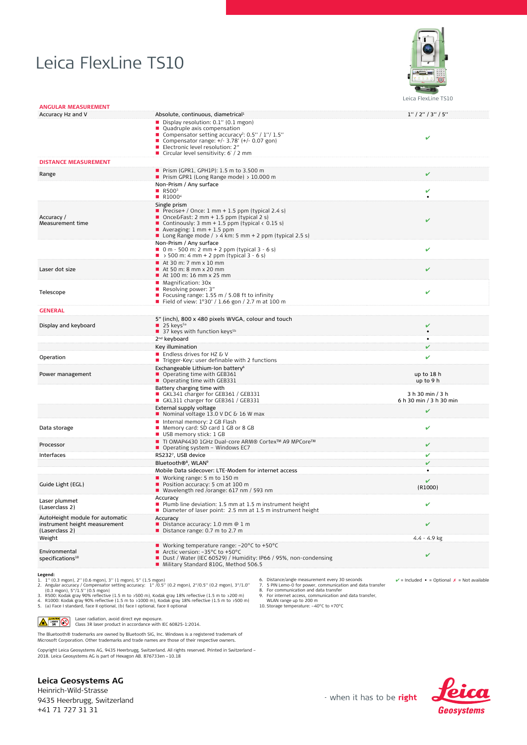# Leica FlexLine TS10

Leica FlexLine TS10

| | | |
|---|---|---|
| **ANGULAR MEASUREMENT** | | |
| Accuracy Hz and V | Absolute, continuous, diametrical[1] | 1" / 2" / 3" / 5" |
| | ■ Display resolution: 0.1" (0.1 mgon)<br>■ Quadruple axis compensation<br>■ Compensator setting accuracy[2]: 0.5" / 1"/ 1.5"<br>■ Compensator range: +/- 3.78' (+/- 0.07 gon)<br>■ Electronic level resolution: 2"<br>■ Circular level sensitivity: 6' / 2 mm | ✔ |
| **DISTANCE MEASUREMENT** | | |
| Range | ■ Prism (GPR1, GPH1P): 1.5 m to 3.500 m<br>■ Prism GPR1 (Long Range mode) > 10.000 m | ✔ |
| | Non-Prism / Any surface<br>■ R500[3]<br>■ R1000[4] | ✔<br>• |
| Accuracy / Measurement time | Single prism<br>■ Precise+ / Once: 1 mm + 1.5 ppm (typical 2.4 s)<br>■ Once&Fast: 2 mm + 1.5 ppm (typical 2 s)<br>■ Continously: 3 mm + 1.5 ppm (typical < 0.15 s)<br>■ Averaging: 1 mm + 1.5 ppm<br>■ Long Range mode / > 4 km: 5 mm + 2 ppm (typical 2.5 s) | ✔ |
| | Non-Prism / Any surface<br>■ 0 m - 500 m: 2 mm + 2 ppm (typical 3 - 6 s)<br>■ > 500 m: 4 mm + 2 ppm (typical 3 - 6 s) | ✔ |
| Laser dot size | ■ At 30 m: 7 mm x 10 mm<br>■ At 50 m: 8 mm x 20 mm<br>■ At 100 m: 16 mm x 25 mm | ✔ |
| Telescope | ■ Magnification: 30x<br>■ Resolving power: 3"<br>■ Focusing range: 1.55 m / 5.08 ft to infinity<br>■ Field of view: 1°30' / 1.66 gon / 2.7 m at 100 m | ✔ |
| **GENERAL** | | |
| Display and keyboard | 5" (inch), 800 x 480 pixels WVGA, colour and touch<br>■ 25 keys[5a]<br>■ 37 keys with function keys[5b] | ✔<br>• |
| | 2nd keyboard | • |
| | Key illumination | ✔ |
| Operation | ■ Endless drives for HZ & V<br>■ Trigger-Key: user definable with 2 functions | ✔ |
| Power management | Exchangeable Lithium-Ion battery[6]<br>■ Operating time with GEB361<br>■ Operating time with GEB331 | up to 18 h<br>up to 9 h |
| | Battery charging time with<br>■ GKL341 charger for GEB361 / GEB331<br>■ GKL311 charger for GEB361 / GEB331 | 3 h 30 min / 3 h<br>6 h 30 min / 3 h 30 min |
| | External supply voltage<br>■ Nominal voltage 13.0 V DC & 16 W max | ✔ |
| Data storage | ■ Internal memory: 2 GB Flash<br>■ Memory card: SD card 1 GB or 8 GB<br>■ USB memory stick: 1 GB | ✔ |
| Processor | ■ TI OMAP4430 1GHz Dual-core ARM® Cortex™ A9 MPCore™<br>■ Operating system – Windows EC7 | ✔ |
| Interfaces | RS232[7], USB device | ✔ |
| | Bluetooth®[8], WLAN[9] | ✔ |
| | Mobile Data sidecover: LTE-Modem for internet access | • |
| Guide Light (EGL) | ■ Working range: 5 m to 150 m<br>■ Position accuracy: 5 cm at 100 m<br>■ Wavelength red /orange: 617 nm / 593 nm | ✔<br>(R1000) |
| Laser plummet (Laserclass 2) | Accuracy<br>■ Plumb line deviation: 1.5 mm at 1.5 m instrument height<br>■ Diameter of laser point: 2.5 mm at 1.5 m instrument height | ✔ |
| AutoHeight module for automatic instrument height measurement (Laserclass 2) | Accuracy<br>■ Distance accuracy: 1.0 mm @ 1 m<br>■ Distance range: 0.7 m to 2.7 m | ✔ |
| Weight | | 4.4 - 4.9 kg |
| Environmental specifications[10] | ■ Working temperature range: –20°C to +50°C<br>■ Arctic version: –35°C to +50°C<br>■ Dust / Water (IEC 60529) / Humidity: IP66 / 95%, non-condensing<br>■ Military Standard 810G, Method 506.5 | ✔ |

**Legend:**

1. 1" (0.3 mgon), 2" (0.6 mgon), 3" (1 mgon), 5" (1.5 mgon)
2. Angular accuracy / Compensator setting accuracy: 1" /0.5" (0.2 mgon), 2"/0.5" (0.2 mgon), 3"/1.0" (0.3 mgon), 5"/1.5" (0.5 mgon)
3. R500: Kodak gray 90% reflective (1.5 m to >500 m), Kodak gray 18% reflective (1.5 m to >200 m)
4. R1000: Kodak gray 90% reflective (1.5 m to >1000 m), Kodak gray 18% reflective (1.5 m to >500 m)
5. (a) Face I standard, face II optional, (b) face I optional, face II optional
6. Distance/angle measurement every 30 seconds
7. 5 PIN Lemo-0 for power, communication and data transfer
8. For communication and data transfer
9. For internet access, communication and data transfer, WLAN range up to 200 m
10. Storage temperature: –40°C to +70°C

✔ = Included • = Optional ✗ = Not available

Laser radiation, avoid direct eye exposure.
Class 3R laser product in accordance with IEC 60825-1:2014.

The Bluetooth® trademarks are owned by Bluetooth SIG, Inc. Windows is a registered trademark of Microsoft Corporation. Other trademarks and trade names are those of their respective owners.

Copyright Leica Geosystems AG, 9435 Heerbrugg, Switzerland. All rights reserved. Printed in Switzerland – 2018. Leica Geosystems AG is part of Hexagon AB. 876733en –10.18

**Leica Geosystems AG**
Heinrich-Wild-Strasse
9435 Heerbrugg, Switzerland
+41 71 727 31 31

- when it has to be **right**

Leica Geosystems